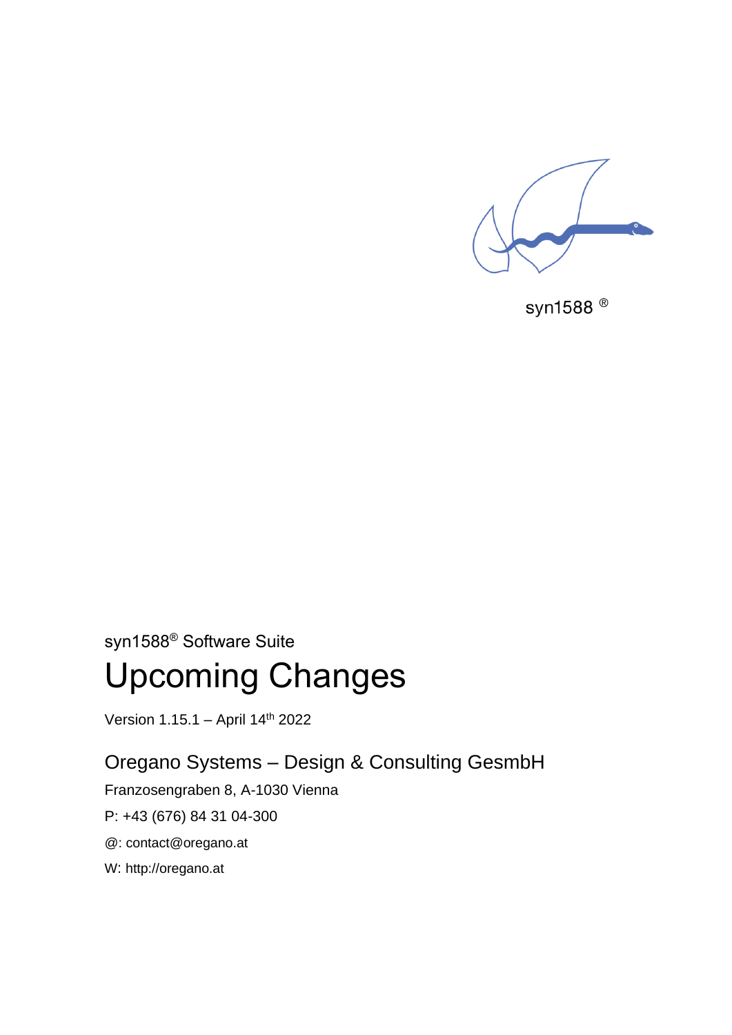syn1588®

syn1588® Software Suite

# Upcoming Changes

Version 1.15.1 – April 14th 2022

## Oregano Systems – Design & Consulting GesmbH

Franzosengraben 8, A-1030 Vienna

P: +43 (676) 84 31 04-300

@: contact@oregano.at

W: http://oregano.at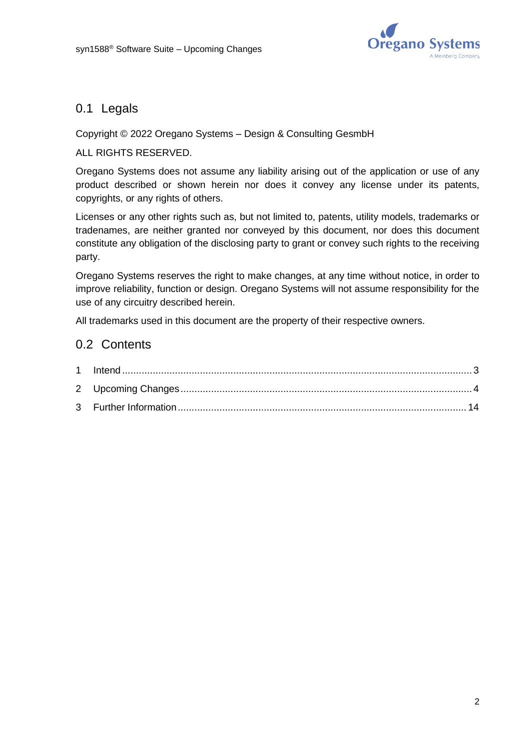## 0.1 Legals

Copyright © 2022 Oregano Systems – Design & Consulting GesmbH

ALL RIGHTS RESERVED.

Oregano Systems does not assume any liability arising out of the application or use of any product described or shown herein nor does it convey any license under its patents, copyrights, or any rights of others.

Licenses or any other rights such as, but not limited to, patents, utility models, trademarks or tradenames, are neither granted nor conveyed by this document, nor does this document constitute any obligation of the disclosing party to grant or convey such rights to the receiving party.

Oregano Systems reserves the right to make changes, at any time without notice, in order to improve reliability, function or design. Oregano Systems will not assume responsibility for the use of any circuitry described herein.

All trademarks used in this document are the property of their respective owners.

## 0.2 Contents

1 Intend ........................................ 3

2 Upcoming Changes ........................................ 4

3 Further Information ........................................ 14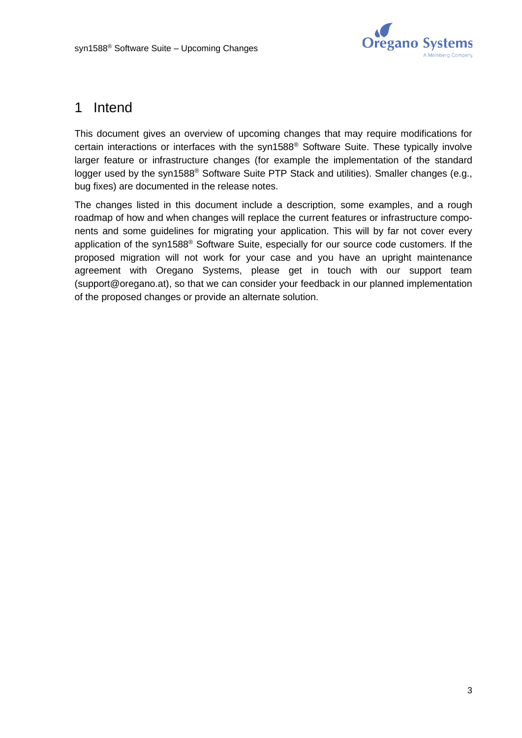# 1 Intend

This document gives an overview of upcoming changes that may require modifications for certain interactions or interfaces with the syn1588® Software Suite. These typically involve larger feature or infrastructure changes (for example the implementation of the standard logger used by the syn1588® Software Suite PTP Stack and utilities). Smaller changes (e.g., bug fixes) are documented in the release notes.

The changes listed in this document include a description, some examples, and a rough roadmap of how and when changes will replace the current features or infrastructure components and some guidelines for migrating your application. This will by far not cover every application of the syn1588® Software Suite, especially for our source code customers. If the proposed migration will not work for your case and you have an upright maintenance agreement with Oregano Systems, please get in touch with our support team (support@oregano.at), so that we can consider your feedback in our planned implementation of the proposed changes or provide an alternate solution.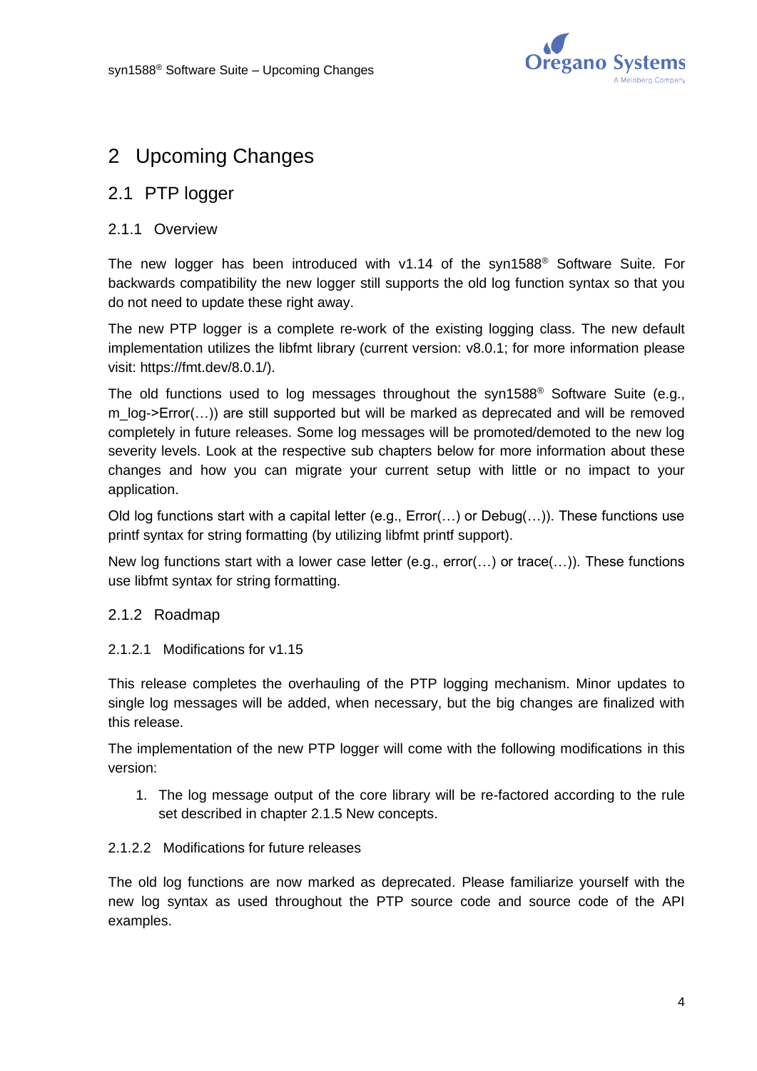# 2 Upcoming Changes

## 2.1 PTP logger

### 2.1.1 Overview

The new logger has been introduced with v1.14 of the syn1588® Software Suite. For backwards compatibility the new logger still supports the old log function syntax so that you do not need to update these right away.

The new PTP logger is a complete re-work of the existing logging class. The new default implementation utilizes the libfmt library (current version: v8.0.1; for more information please visit: https://fmt.dev/8.0.1/).

The old functions used to log messages throughout the syn1588® Software Suite (e.g., m_log->Error(…)) are still supported but will be marked as deprecated and will be removed completely in future releases. Some log messages will be promoted/demoted to the new log severity levels. Look at the respective sub chapters below for more information about these changes and how you can migrate your current setup with little or no impact to your application.

Old log functions start with a capital letter (e.g., Error(…) or Debug(…)). These functions use printf syntax for string formatting (by utilizing libfmt printf support).

New log functions start with a lower case letter (e.g., error(…) or trace(…)). These functions use libfmt syntax for string formatting.

### 2.1.2 Roadmap

#### 2.1.2.1 Modifications for v1.15

This release completes the overhauling of the PTP logging mechanism. Minor updates to single log messages will be added, when necessary, but the big changes are finalized with this release.

The implementation of the new PTP logger will come with the following modifications in this version:

1. The log message output of the core library will be re-factored according to the rule set described in chapter 2.1.5 New concepts.

#### 2.1.2.2 Modifications for future releases

The old log functions are now marked as deprecated. Please familiarize yourself with the new log syntax as used throughout the PTP source code and source code of the API examples.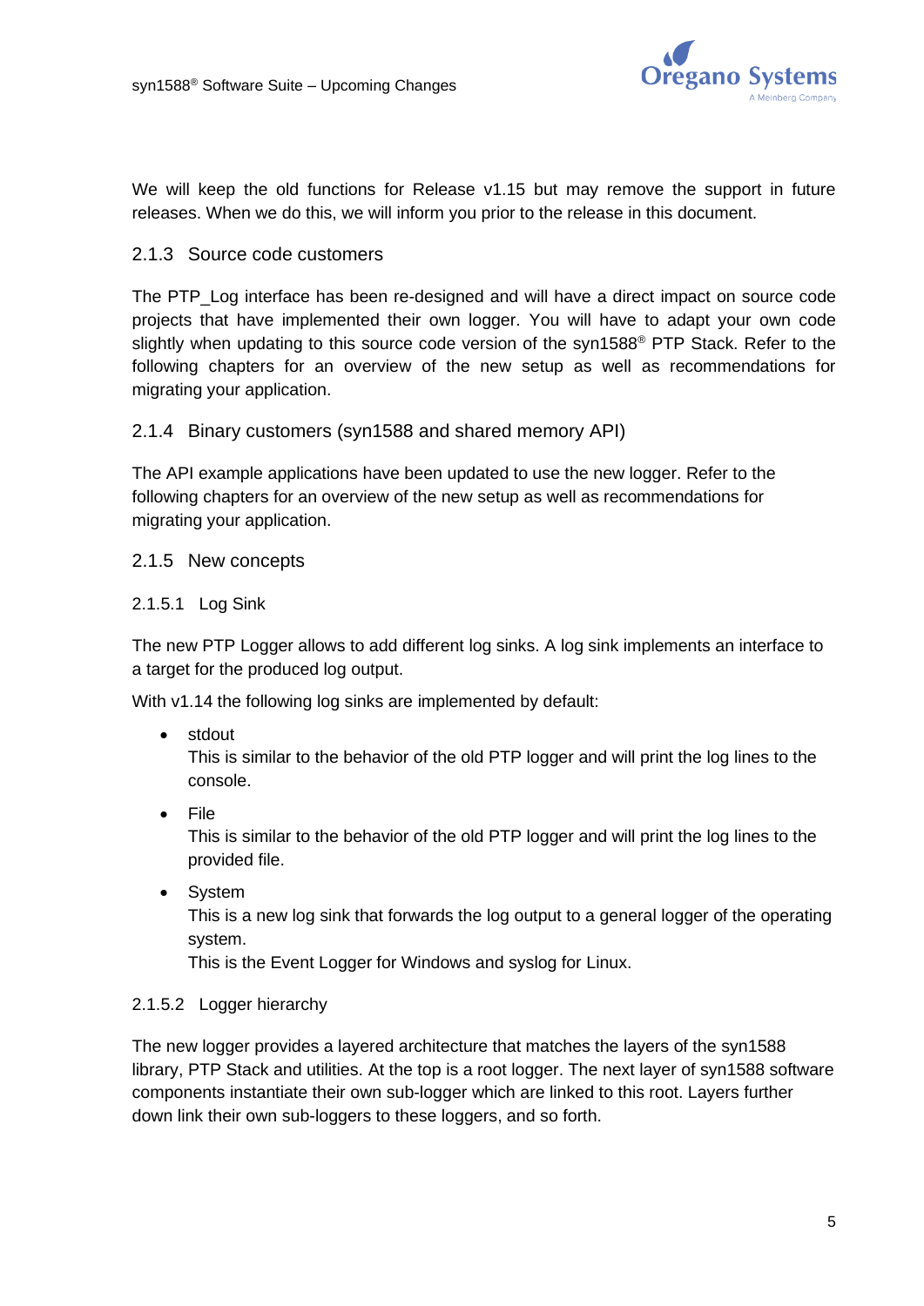We will keep the old functions for Release v1.15 but may remove the support in future releases. When we do this, we will inform you prior to the release in this document.

### 2.1.3 Source code customers

The PTP_Log interface has been re-designed and will have a direct impact on source code projects that have implemented their own logger. You will have to adapt your own code slightly when updating to this source code version of the syn1588® PTP Stack. Refer to the following chapters for an overview of the new setup as well as recommendations for migrating your application.

### 2.1.4 Binary customers (syn1588 and shared memory API)

The API example applications have been updated to use the new logger. Refer to the following chapters for an overview of the new setup as well as recommendations for migrating your application.

### 2.1.5 New concepts

#### 2.1.5.1 Log Sink

The new PTP Logger allows to add different log sinks. A log sink implements an interface to a target for the produced log output.

With v1.14 the following log sinks are implemented by default:

- stdout  
  This is similar to the behavior of the old PTP logger and will print the log lines to the console.
- File  
  This is similar to the behavior of the old PTP logger and will print the log lines to the provided file.
- System  
  This is a new log sink that forwards the log output to a general logger of the operating system.  
  This is the Event Logger for Windows and syslog for Linux.

#### 2.1.5.2 Logger hierarchy

The new logger provides a layered architecture that matches the layers of the syn1588 library, PTP Stack and utilities. At the top is a root logger. The next layer of syn1588 software components instantiate their own sub-logger which are linked to this root. Layers further down link their own sub-loggers to these loggers, and so forth.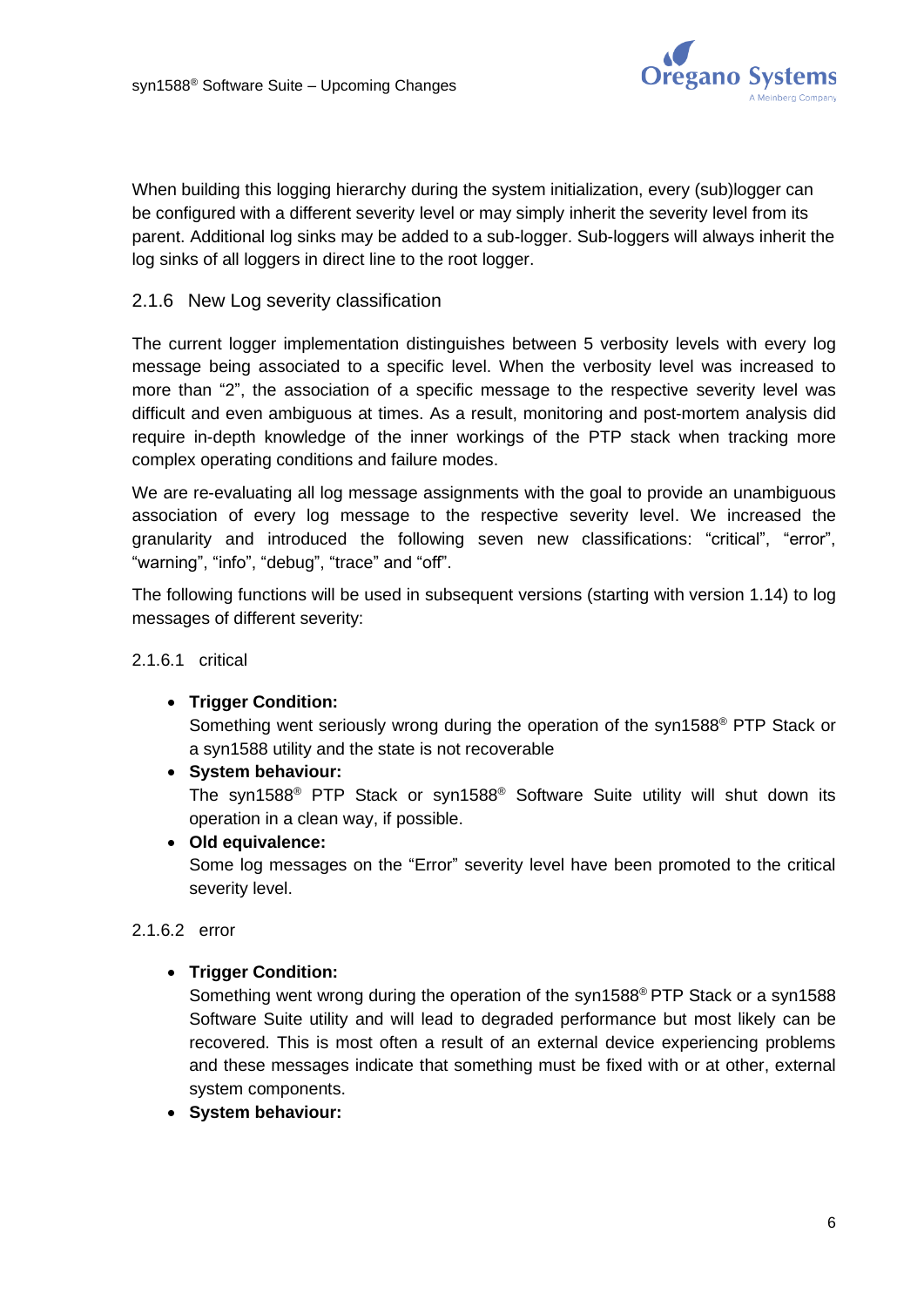When building this logging hierarchy during the system initialization, every (sub)logger can be configured with a different severity level or may simply inherit the severity level from its parent. Additional log sinks may be added to a sub-logger. Sub-loggers will always inherit the log sinks of all loggers in direct line to the root logger.

### 2.1.6 New Log severity classification

The current logger implementation distinguishes between 5 verbosity levels with every log message being associated to a specific level. When the verbosity level was increased to more than "2", the association of a specific message to the respective severity level was difficult and even ambiguous at times. As a result, monitoring and post-mortem analysis did require in-depth knowledge of the inner workings of the PTP stack when tracking more complex operating conditions and failure modes.

We are re-evaluating all log message assignments with the goal to provide an unambiguous association of every log message to the respective severity level. We increased the granularity and introduced the following seven new classifications: "critical", "error", "warning", "info", "debug", "trace" and "off".

The following functions will be used in subsequent versions (starting with version 1.14) to log messages of different severity:

#### 2.1.6.1 critical

- **Trigger Condition:**
  Something went seriously wrong during the operation of the syn1588® PTP Stack or a syn1588 utility and the state is not recoverable
- **System behaviour:**
  The syn1588® PTP Stack or syn1588® Software Suite utility will shut down its operation in a clean way, if possible.
- **Old equivalence:**
  Some log messages on the "Error" severity level have been promoted to the critical severity level.

#### 2.1.6.2 error

- **Trigger Condition:**
  Something went wrong during the operation of the syn1588® PTP Stack or a syn1588 Software Suite utility and will lead to degraded performance but most likely can be recovered. This is most often a result of an external device experiencing problems and these messages indicate that something must be fixed with or at other, external system components.
- **System behaviour:**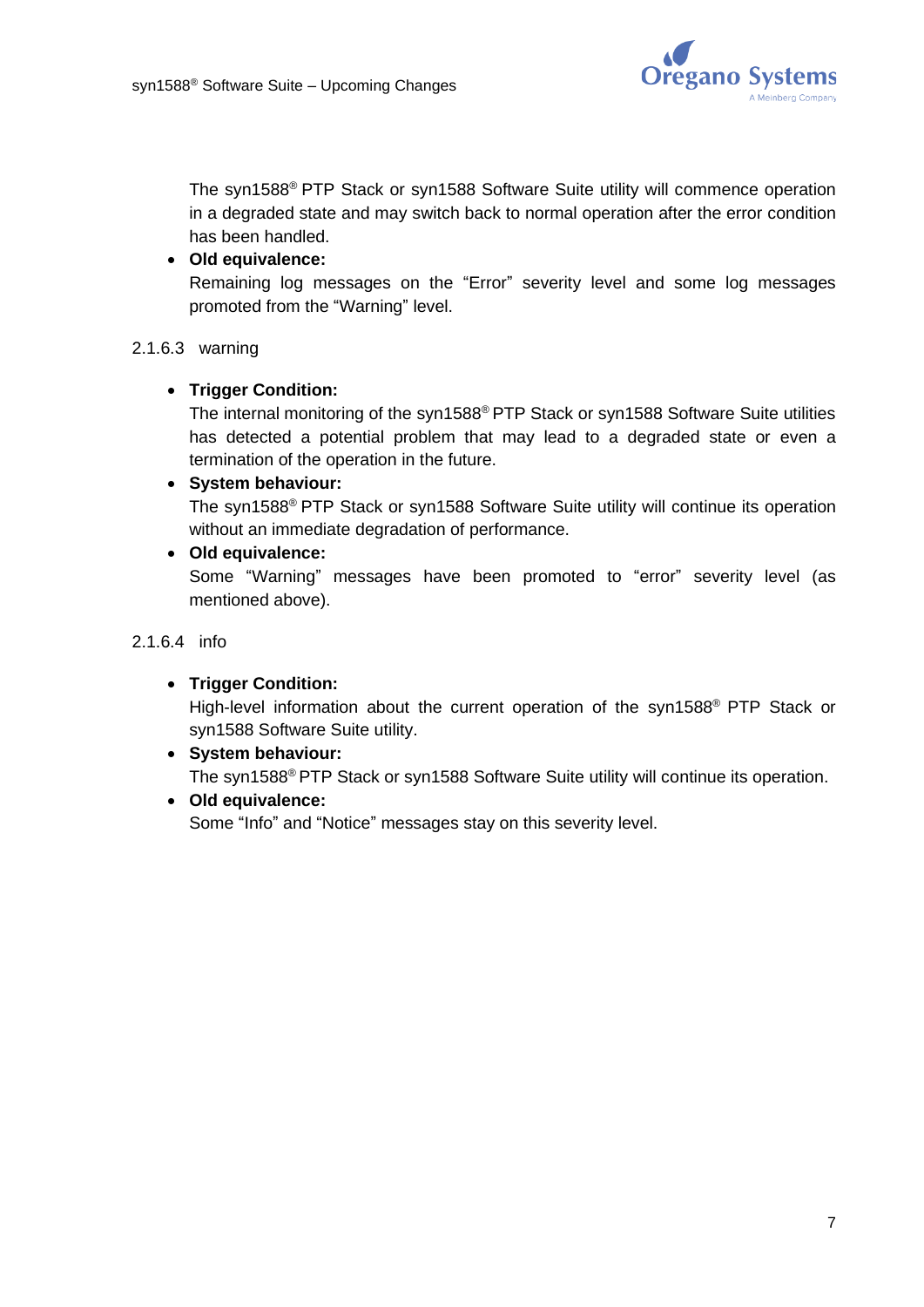The syn1588® PTP Stack or syn1588 Software Suite utility will commence operation in a degraded state and may switch back to normal operation after the error condition has been handled.

- **Old equivalence:**
  Remaining log messages on the "Error" severity level and some log messages promoted from the "Warning" level.

#### 2.1.6.3 warning

- **Trigger Condition:**
  The internal monitoring of the syn1588® PTP Stack or syn1588 Software Suite utilities has detected a potential problem that may lead to a degraded state or even a termination of the operation in the future.
- **System behaviour:**
  The syn1588® PTP Stack or syn1588 Software Suite utility will continue its operation without an immediate degradation of performance.
- **Old equivalence:**
  Some "Warning" messages have been promoted to "error" severity level (as mentioned above).

#### 2.1.6.4 info

- **Trigger Condition:**
  High-level information about the current operation of the syn1588® PTP Stack or syn1588 Software Suite utility.
- **System behaviour:**
  The syn1588® PTP Stack or syn1588 Software Suite utility will continue its operation.
- **Old equivalence:**
  Some "Info" and "Notice" messages stay on this severity level.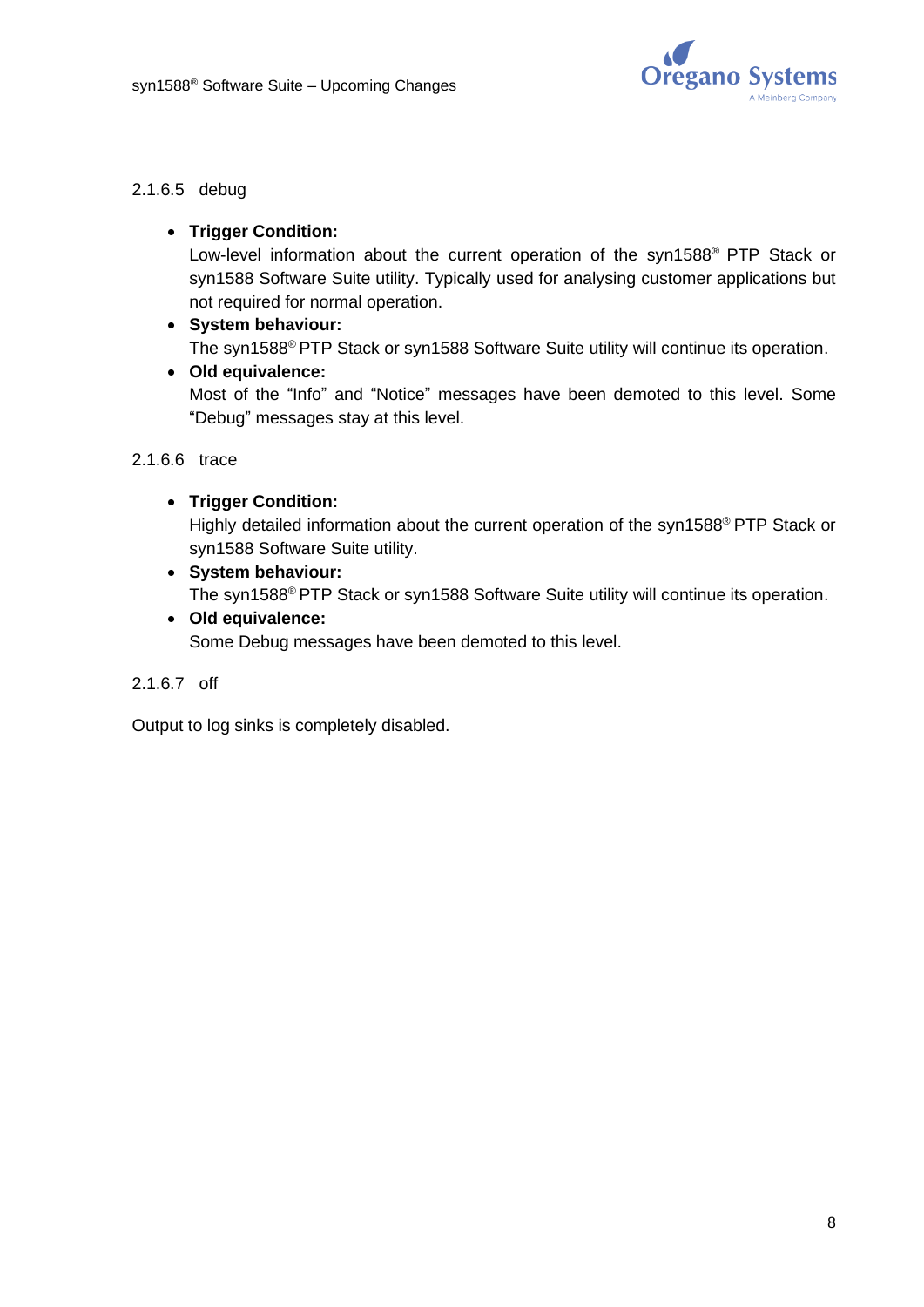#### 2.1.6.5 debug

- **Trigger Condition:**
  Low-level information about the current operation of the syn1588® PTP Stack or syn1588 Software Suite utility. Typically used for analysing customer applications but not required for normal operation.
- **System behaviour:**
  The syn1588® PTP Stack or syn1588 Software Suite utility will continue its operation.
- **Old equivalence:**
  Most of the "Info" and "Notice" messages have been demoted to this level. Some "Debug" messages stay at this level.

#### 2.1.6.6 trace

- **Trigger Condition:**
  Highly detailed information about the current operation of the syn1588® PTP Stack or syn1588 Software Suite utility.
- **System behaviour:**
  The syn1588® PTP Stack or syn1588 Software Suite utility will continue its operation.
- **Old equivalence:**
  Some Debug messages have been demoted to this level.

#### 2.1.6.7 off

Output to log sinks is completely disabled.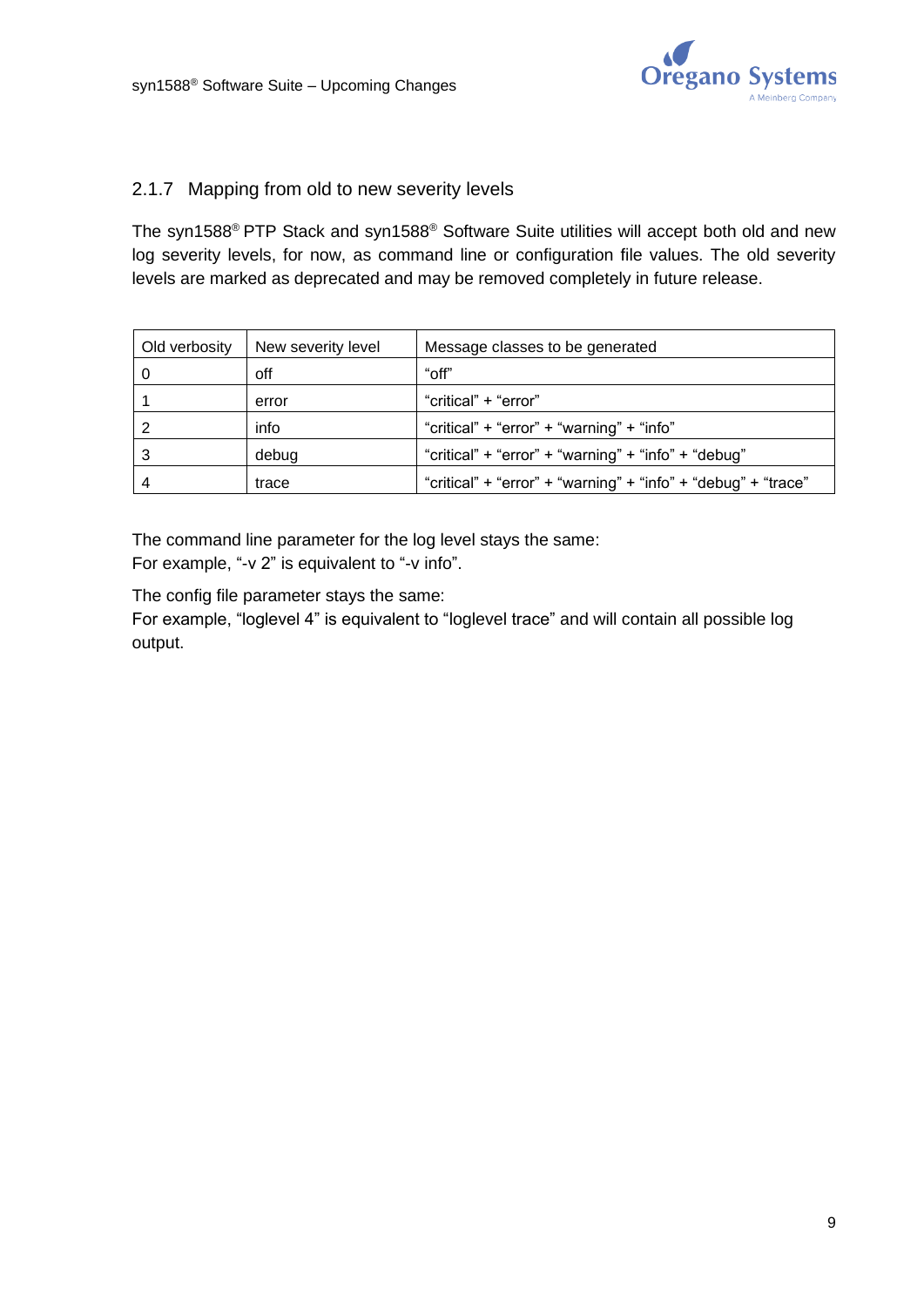### 2.1.7 Mapping from old to new severity levels

The syn1588® PTP Stack and syn1588® Software Suite utilities will accept both old and new log severity levels, for now, as command line or configuration file values. The old severity levels are marked as deprecated and may be removed completely in future release.

| Old verbosity | New severity level | Message classes to be generated |
|---|---|---|
| 0 | off | “off” |
| 1 | error | “critical” + “error” |
| 2 | info | “critical” + “error” + “warning” + “info” |
| 3 | debug | “critical” + “error” + “warning” + “info” + “debug” |
| 4 | trace | “critical” + “error” + “warning” + “info” + “debug” + “trace” |

The command line parameter for the log level stays the same:
For example, “-v 2” is equivalent to “-v info”.

The config file parameter stays the same:
For example, “loglevel 4” is equivalent to “loglevel trace” and will contain all possible log output.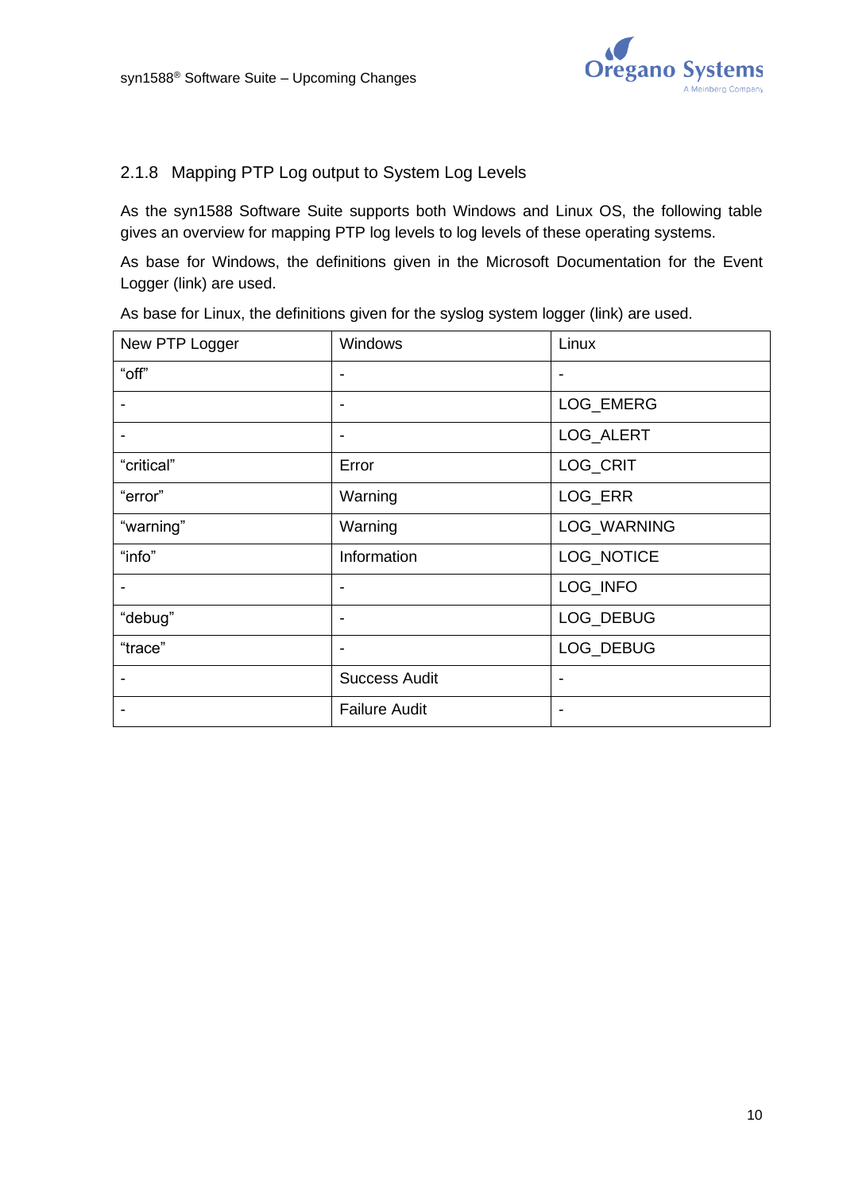### 2.1.8 Mapping PTP Log output to System Log Levels

As the syn1588 Software Suite supports both Windows and Linux OS, the following table gives an overview for mapping PTP log levels to log levels of these operating systems.

As base for Windows, the definitions given in the Microsoft Documentation for the Event Logger (link) are used.

As base for Linux, the definitions given for the syslog system logger (link) are used.

| New PTP Logger | Windows | Linux |
|---|---|---|
| "off" | - | - |
| - | - | LOG_EMERG |
| - | - | LOG_ALERT |
| "critical" | Error | LOG_CRIT |
| "error" | Warning | LOG_ERR |
| "warning" | Warning | LOG_WARNING |
| "info" | Information | LOG_NOTICE |
| - | - | LOG_INFO |
| "debug" | - | LOG_DEBUG |
| "trace" | - | LOG_DEBUG |
| - | Success Audit | - |
| - | Failure Audit | - |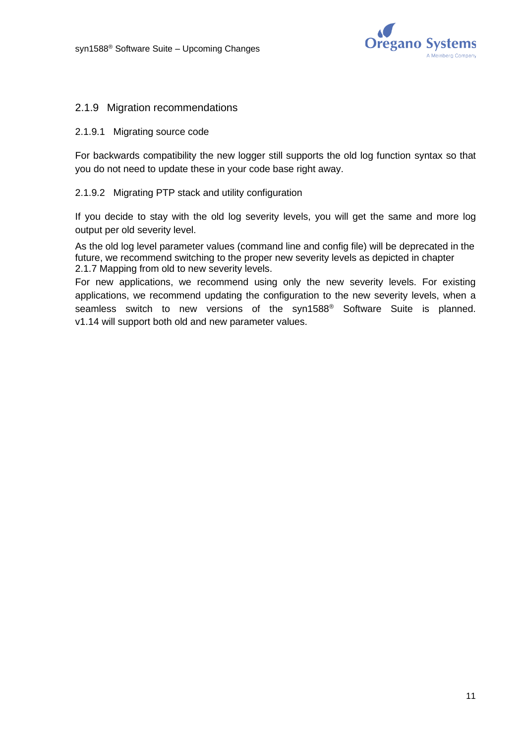### 2.1.9 Migration recommendations

#### 2.1.9.1 Migrating source code

For backwards compatibility the new logger still supports the old log function syntax so that you do not need to update these in your code base right away.

#### 2.1.9.2 Migrating PTP stack and utility configuration

If you decide to stay with the old log severity levels, you will get the same and more log output per old severity level.

As the old log level parameter values (command line and config file) will be deprecated in the future, we recommend switching to the proper new severity levels as depicted in chapter 2.1.7 Mapping from old to new severity levels.

For new applications, we recommend using only the new severity levels. For existing applications, we recommend updating the configuration to the new severity levels, when a seamless switch to new versions of the syn1588® Software Suite is planned. v1.14 will support both old and new parameter values.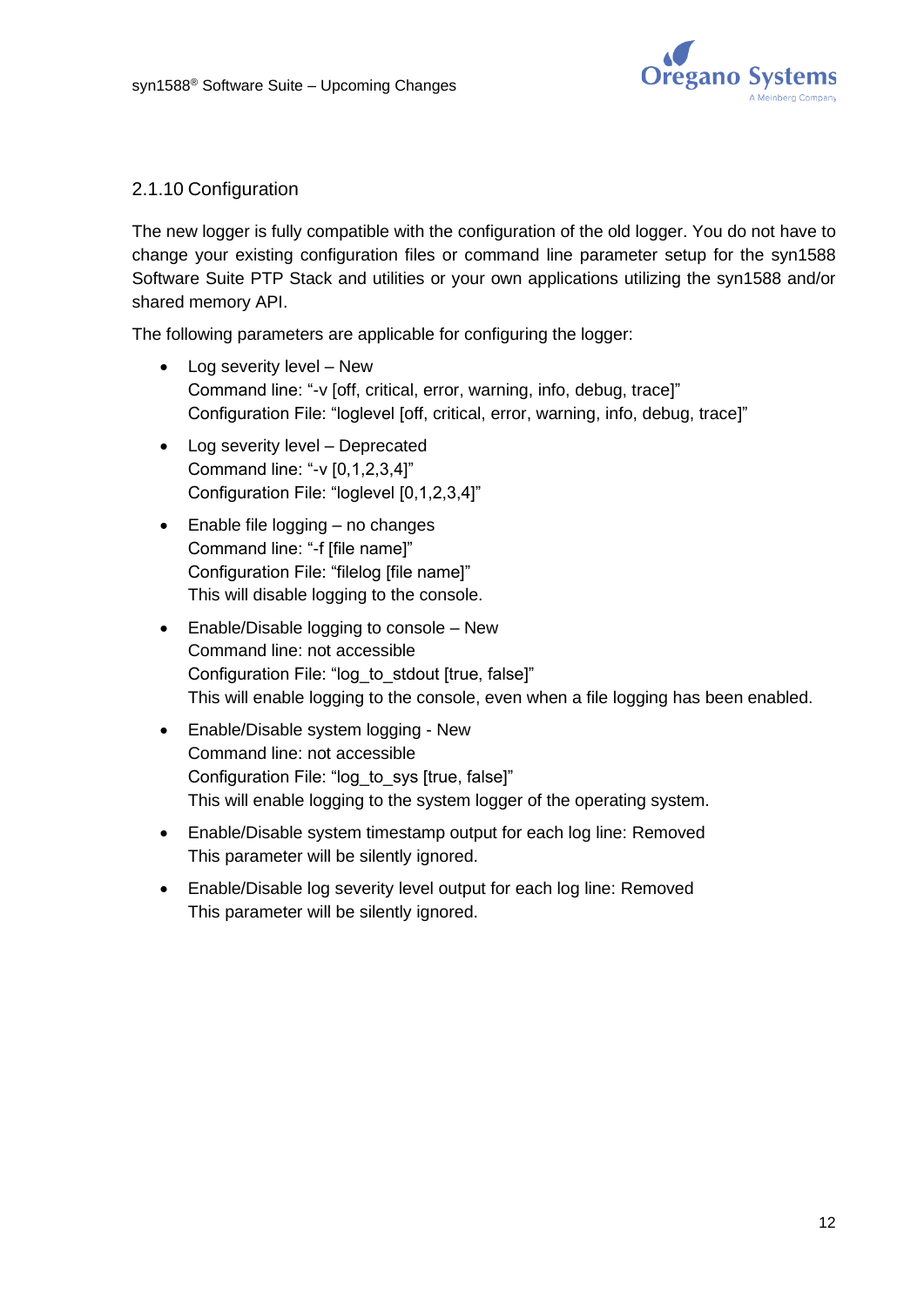### 2.1.10 Configuration

The new logger is fully compatible with the configuration of the old logger. You do not have to change your existing configuration files or command line parameter setup for the syn1588 Software Suite PTP Stack and utilities or your own applications utilizing the syn1588 and/or shared memory API.

The following parameters are applicable for configuring the logger:

- Log severity level – New
  Command line: “-v [off, critical, error, warning, info, debug, trace]”
  Configuration File: “loglevel [off, critical, error, warning, info, debug, trace]”
- Log severity level – Deprecated
  Command line: “-v [0,1,2,3,4]”
  Configuration File: “loglevel [0,1,2,3,4]”
- Enable file logging – no changes
  Command line: “-f [file name]”
  Configuration File: “filelog [file name]”
  This will disable logging to the console.
- Enable/Disable logging to console – New
  Command line: not accessible
  Configuration File: “log_to_stdout [true, false]”
  This will enable logging to the console, even when a file logging has been enabled.
- Enable/Disable system logging - New
  Command line: not accessible
  Configuration File: “log_to_sys [true, false]”
  This will enable logging to the system logger of the operating system.
- Enable/Disable system timestamp output for each log line: Removed
  This parameter will be silently ignored.
- Enable/Disable log severity level output for each log line: Removed
  This parameter will be silently ignored.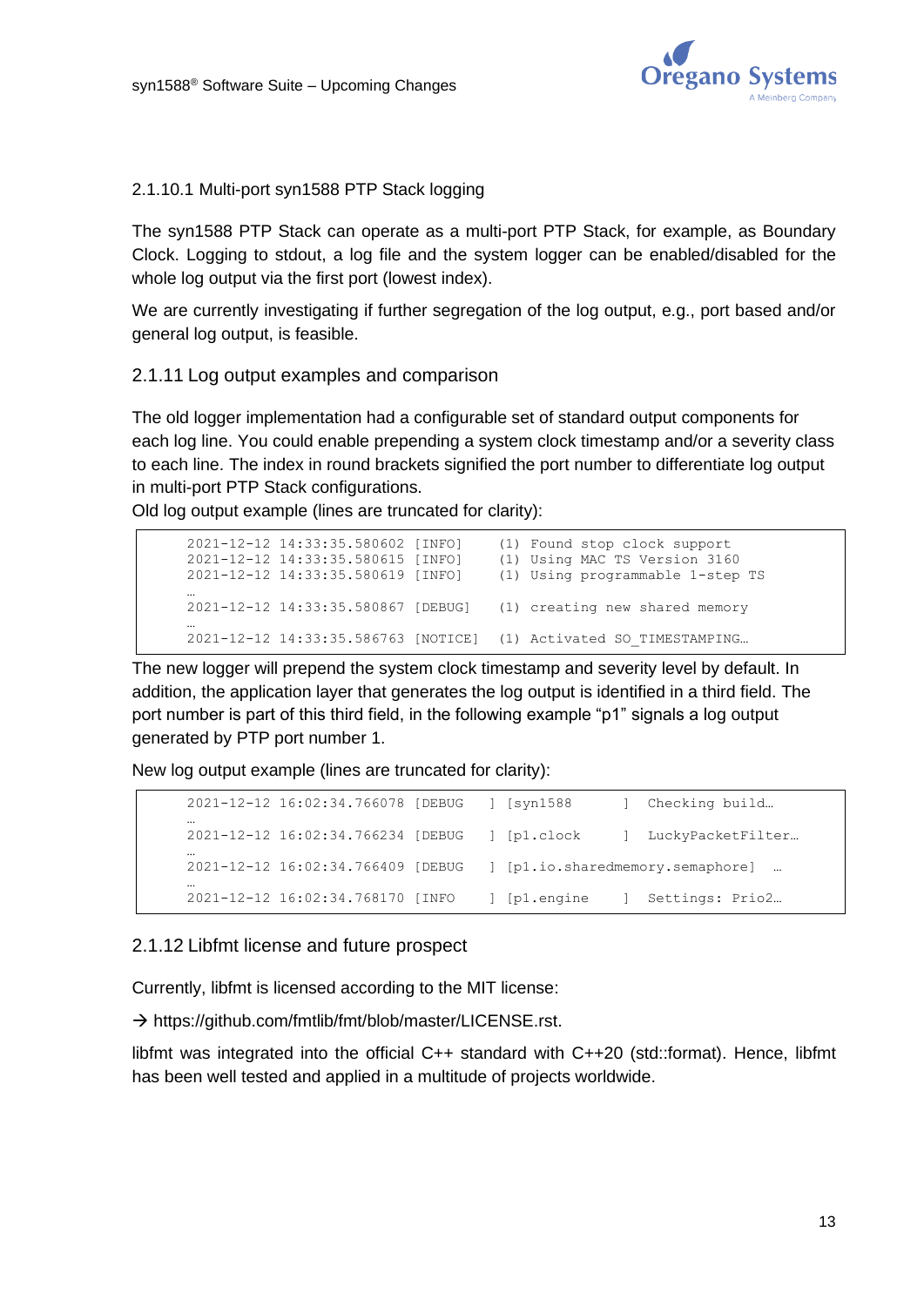#### 2.1.10.1 Multi-port syn1588 PTP Stack logging

The syn1588 PTP Stack can operate as a multi-port PTP Stack, for example, as Boundary Clock. Logging to stdout, a log file and the system logger can be enabled/disabled for the whole log output via the first port (lowest index).

We are currently investigating if further segregation of the log output, e.g., port based and/or general log output, is feasible.

### 2.1.11 Log output examples and comparison

The old logger implementation had a configurable set of standard output components for each log line. You could enable prepending a system clock timestamp and/or a severity class to each line. The index in round brackets signified the port number to differentiate log output in multi-port PTP Stack configurations.

Old log output example (lines are truncated for clarity):

```
2021-12-12 14:33:35.580602 [INFO]    (1) Found stop clock support
2021-12-12 14:33:35.580615 [INFO]    (1) Using MAC TS Version 3160
2021-12-12 14:33:35.580619 [INFO]    (1) Using programmable 1-step TS
…
2021-12-12 14:33:35.580867 [DEBUG]   (1) creating new shared memory
…
2021-12-12 14:33:35.586763 [NOTICE]  (1) Activated SO_TIMESTAMPING…
```

The new logger will prepend the system clock timestamp and severity level by default. In addition, the application layer that generates the log output is identified in a third field. The port number is part of this third field, in the following example "p1" signals a log output generated by PTP port number 1.

New log output example (lines are truncated for clarity):

```
2021-12-12 16:02:34.766078 [DEBUG   ] [syn1588       ]  Checking build…
…
2021-12-12 16:02:34.766234 [DEBUG   ] [p1.clock      ]  LuckyPacketFilter…
…
2021-12-12 16:02:34.766409 [DEBUG   ] [p1.io.sharedmemory.semaphore]  …
…
2021-12-12 16:02:34.768170 [INFO    ] [p1.engine     ]  Settings: Prio2…
```

### 2.1.12 Libfmt license and future prospect

Currently, libfmt is licensed according to the MIT license:

→ https://github.com/fmtlib/fmt/blob/master/LICENSE.rst.

libfmt was integrated into the official C++ standard with C++20 (std::format). Hence, libfmt has been well tested and applied in a multitude of projects worldwide.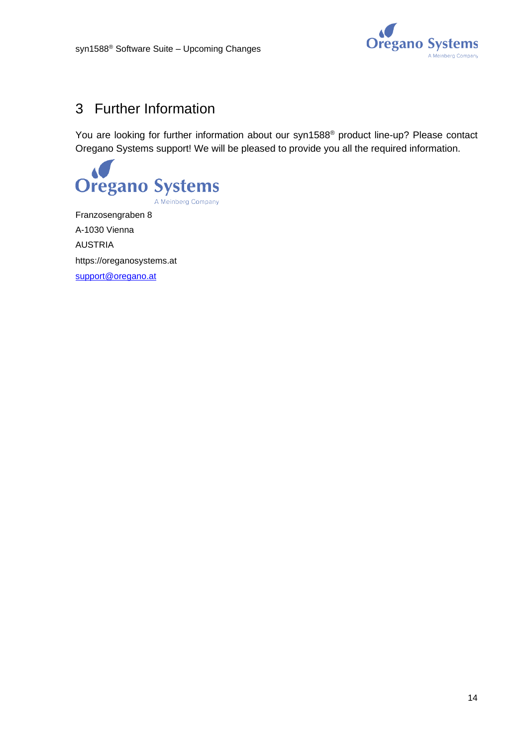# 3 Further Information

You are looking for further information about our syn1588® product line-up? Please contact Oregano Systems support! We will be pleased to provide you all the required information.

Oregano Systems
A Meinberg Company

Franzosengraben 8
A-1030 Vienna
AUSTRIA
https://oreganosystems.at
support@oregano.at